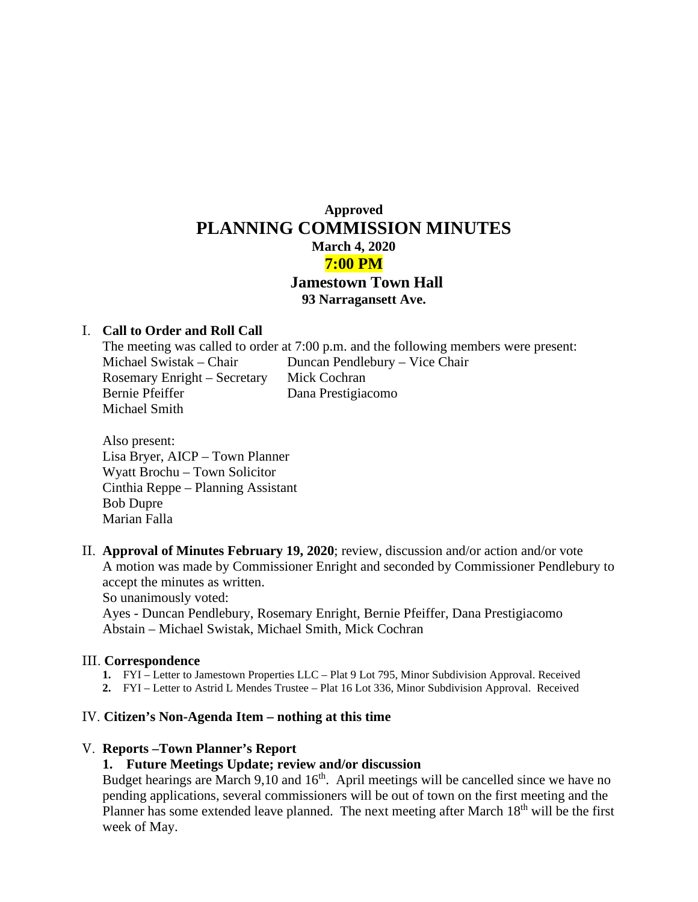**Approved**

# PLANNING COMMISSION MINUTES

**March 4, 2020**

**7:00 PM**

**Jamestown Town Hall**

**93 Narragansett Ave.**

I. **Call to Order and Roll Call**

The meeting was called to order at 7:00 p.m. and the following members were present:

Michael Swistak – Chair
Duncan Pendlebury – Vice Chair
Rosemary Enright – Secretary
Mick Cochran
Bernie Pfeiffer
Dana Prestigiacomo
Michael Smith

Also present:
Lisa Bryer, AICP – Town Planner
Wyatt Brochu – Town Solicitor
Cinthia Reppe – Planning Assistant
Bob Dupre
Marian Falla

II. **Approval of Minutes February 19, 2020**; review, discussion and/or action and/or vote

A motion was made by Commissioner Enright and seconded by Commissioner Pendlebury to accept the minutes as written.

So unanimously voted:

Ayes - Duncan Pendlebury, Rosemary Enright, Bernie Pfeiffer, Dana Prestigiacomo
Abstain – Michael Swistak, Michael Smith, Mick Cochran

III. **Correspondence**

1. FYI – Letter to Jamestown Properties LLC – Plat 9 Lot 795, Minor Subdivision Approval. Received
2. FYI – Letter to Astrid L Mendes Trustee – Plat 16 Lot 336, Minor Subdivision Approval. Received

IV. **Citizen's Non-Agenda Item – nothing at this time**

V. **Reports –Town Planner's Report**

**1. Future Meetings Update; review and/or discussion**

Budget hearings are March 9,10 and 16th. April meetings will be cancelled since we have no pending applications, several commissioners will be out of town on the first meeting and the Planner has some extended leave planned. The next meeting after March 18th will be the first week of May.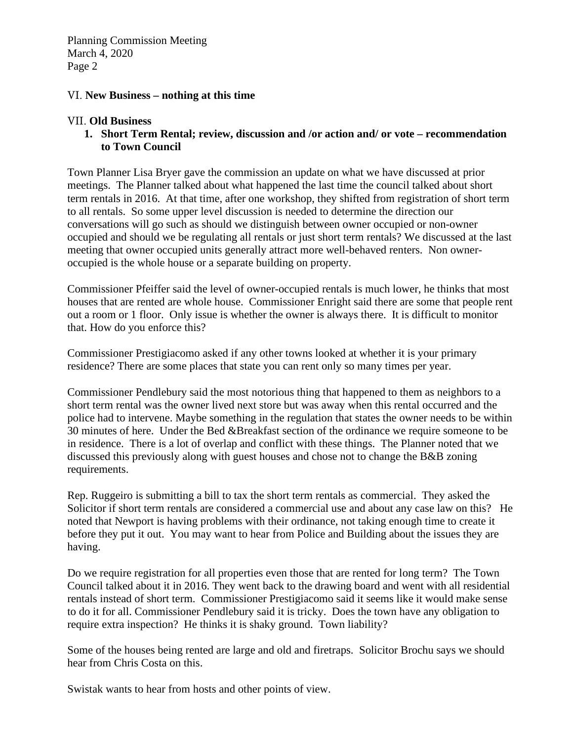## VI. **New Business – nothing at this time**

## VII. **Old Business**

1. **Short Term Rental; review, discussion and /or action and/ or vote – recommendation to Town Council**

Town Planner Lisa Bryer gave the commission an update on what we have discussed at prior meetings. The Planner talked about what happened the last time the council talked about short term rentals in 2016. At that time, after one workshop, they shifted from registration of short term to all rentals. So some upper level discussion is needed to determine the direction our conversations will go such as should we distinguish between owner occupied or non-owner occupied and should we be regulating all rentals or just short term rentals? We discussed at the last meeting that owner occupied units generally attract more well-behaved renters. Non owner-occupied is the whole house or a separate building on property.

Commissioner Pfeiffer said the level of owner-occupied rentals is much lower, he thinks that most houses that are rented are whole house. Commissioner Enright said there are some that people rent out a room or 1 floor. Only issue is whether the owner is always there. It is difficult to monitor that. How do you enforce this?

Commissioner Prestigiacomo asked if any other towns looked at whether it is your primary residence? There are some places that state you can rent only so many times per year.

Commissioner Pendlebury said the most notorious thing that happened to them as neighbors to a short term rental was the owner lived next store but was away when this rental occurred and the police had to intervene. Maybe something in the regulation that states the owner needs to be within 30 minutes of here. Under the Bed &Breakfast section of the ordinance we require someone to be in residence. There is a lot of overlap and conflict with these things. The Planner noted that we discussed this previously along with guest houses and chose not to change the B&B zoning requirements.

Rep. Ruggeiro is submitting a bill to tax the short term rentals as commercial. They asked the Solicitor if short term rentals are considered a commercial use and about any case law on this? He noted that Newport is having problems with their ordinance, not taking enough time to create it before they put it out. You may want to hear from Police and Building about the issues they are having.

Do we require registration for all properties even those that are rented for long term? The Town Council talked about it in 2016. They went back to the drawing board and went with all residential rentals instead of short term. Commissioner Prestigiacomo said it seems like it would make sense to do it for all. Commissioner Pendlebury said it is tricky. Does the town have any obligation to require extra inspection? He thinks it is shaky ground. Town liability?

Some of the houses being rented are large and old and firetraps. Solicitor Brochu says we should hear from Chris Costa on this.

Swistak wants to hear from hosts and other points of view.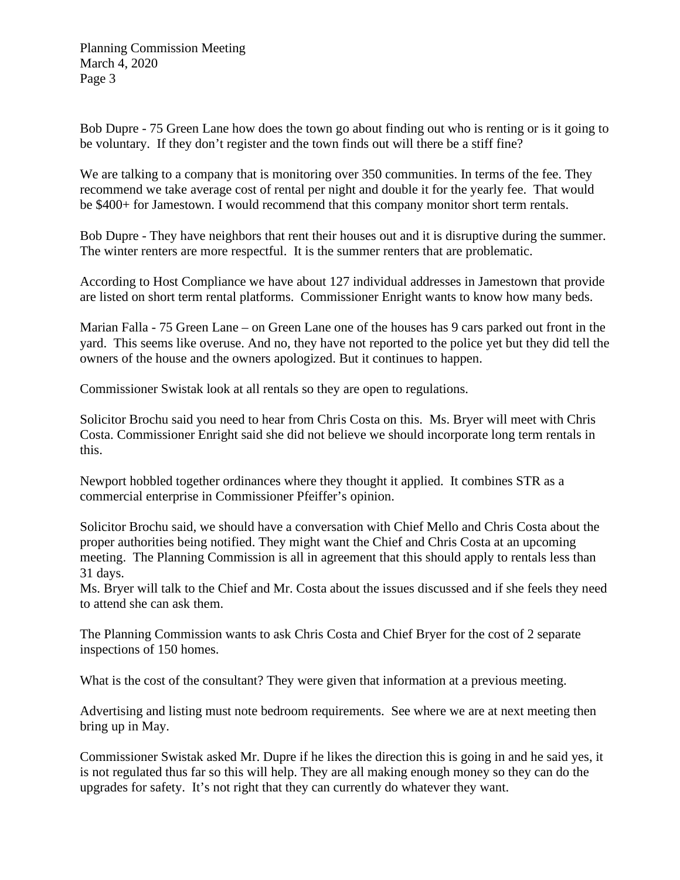Bob Dupre - 75 Green Lane how does the town go about finding out who is renting or is it going to be voluntary. If they don't register and the town finds out will there be a stiff fine?

We are talking to a company that is monitoring over 350 communities. In terms of the fee. They recommend we take average cost of rental per night and double it for the yearly fee. That would be $400+ for Jamestown. I would recommend that this company monitor short term rentals.

Bob Dupre - They have neighbors that rent their houses out and it is disruptive during the summer. The winter renters are more respectful. It is the summer renters that are problematic.

According to Host Compliance we have about 127 individual addresses in Jamestown that provide are listed on short term rental platforms. Commissioner Enright wants to know how many beds.

Marian Falla - 75 Green Lane – on Green Lane one of the houses has 9 cars parked out front in the yard. This seems like overuse. And no, they have not reported to the police yet but they did tell the owners of the house and the owners apologized. But it continues to happen.

Commissioner Swistak look at all rentals so they are open to regulations.

Solicitor Brochu said you need to hear from Chris Costa on this. Ms. Bryer will meet with Chris Costa. Commissioner Enright said she did not believe we should incorporate long term rentals in this.

Newport hobbled together ordinances where they thought it applied. It combines STR as a commercial enterprise in Commissioner Pfeiffer's opinion.

Solicitor Brochu said, we should have a conversation with Chief Mello and Chris Costa about the proper authorities being notified. They might want the Chief and Chris Costa at an upcoming meeting. The Planning Commission is all in agreement that this should apply to rentals less than 31 days.
Ms. Bryer will talk to the Chief and Mr. Costa about the issues discussed and if she feels they need to attend she can ask them.

The Planning Commission wants to ask Chris Costa and Chief Bryer for the cost of 2 separate inspections of 150 homes.

What is the cost of the consultant? They were given that information at a previous meeting.

Advertising and listing must note bedroom requirements. See where we are at next meeting then bring up in May.

Commissioner Swistak asked Mr. Dupre if he likes the direction this is going in and he said yes, it is not regulated thus far so this will help. They are all making enough money so they can do the upgrades for safety. It's not right that they can currently do whatever they want.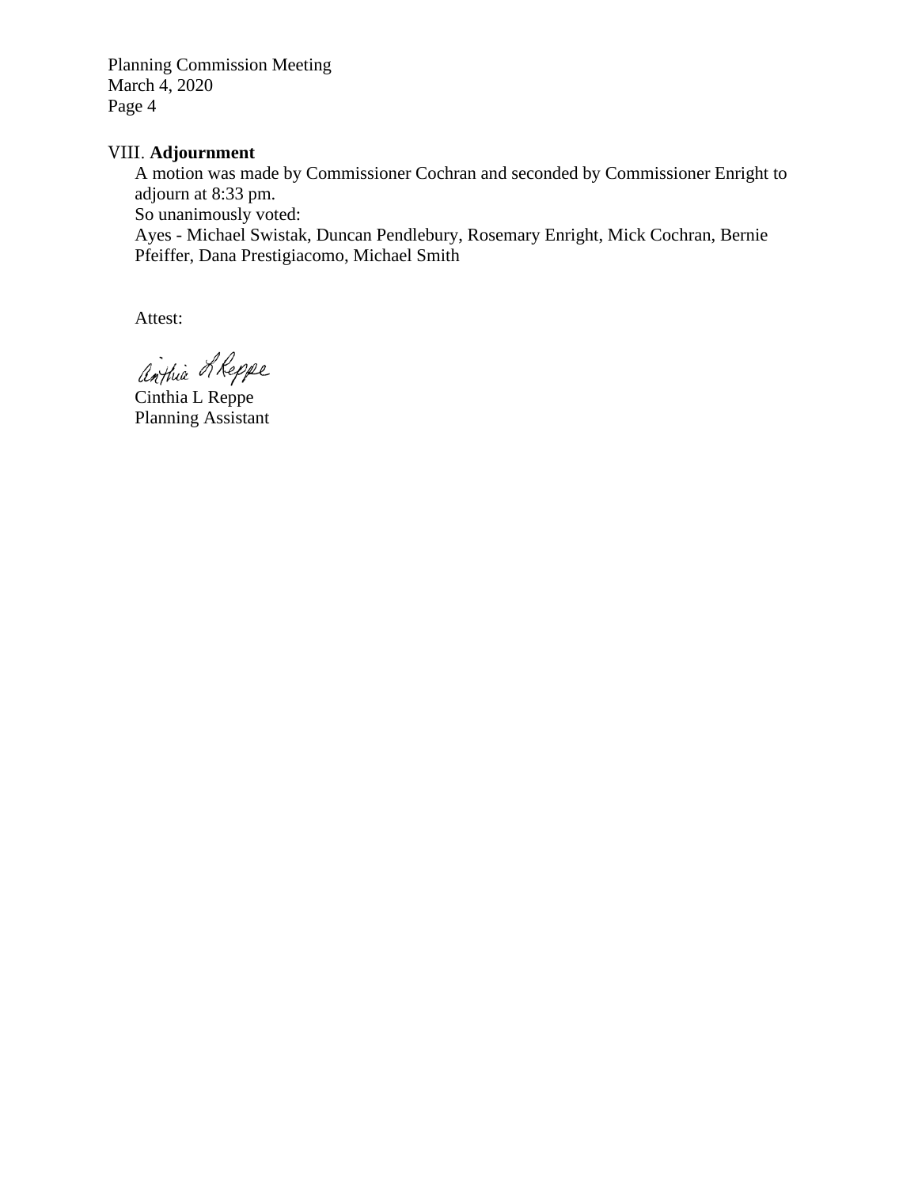VIII. **Adjournment**

A motion was made by Commissioner Cochran and seconded by Commissioner Enright to adjourn at 8:33 pm.

So unanimously voted:

Ayes - Michael Swistak, Duncan Pendlebury, Rosemary Enright, Mick Cochran, Bernie Pfeiffer, Dana Prestigiacomo, Michael Smith

Attest:

Cinthia L Reppe

Planning Assistant